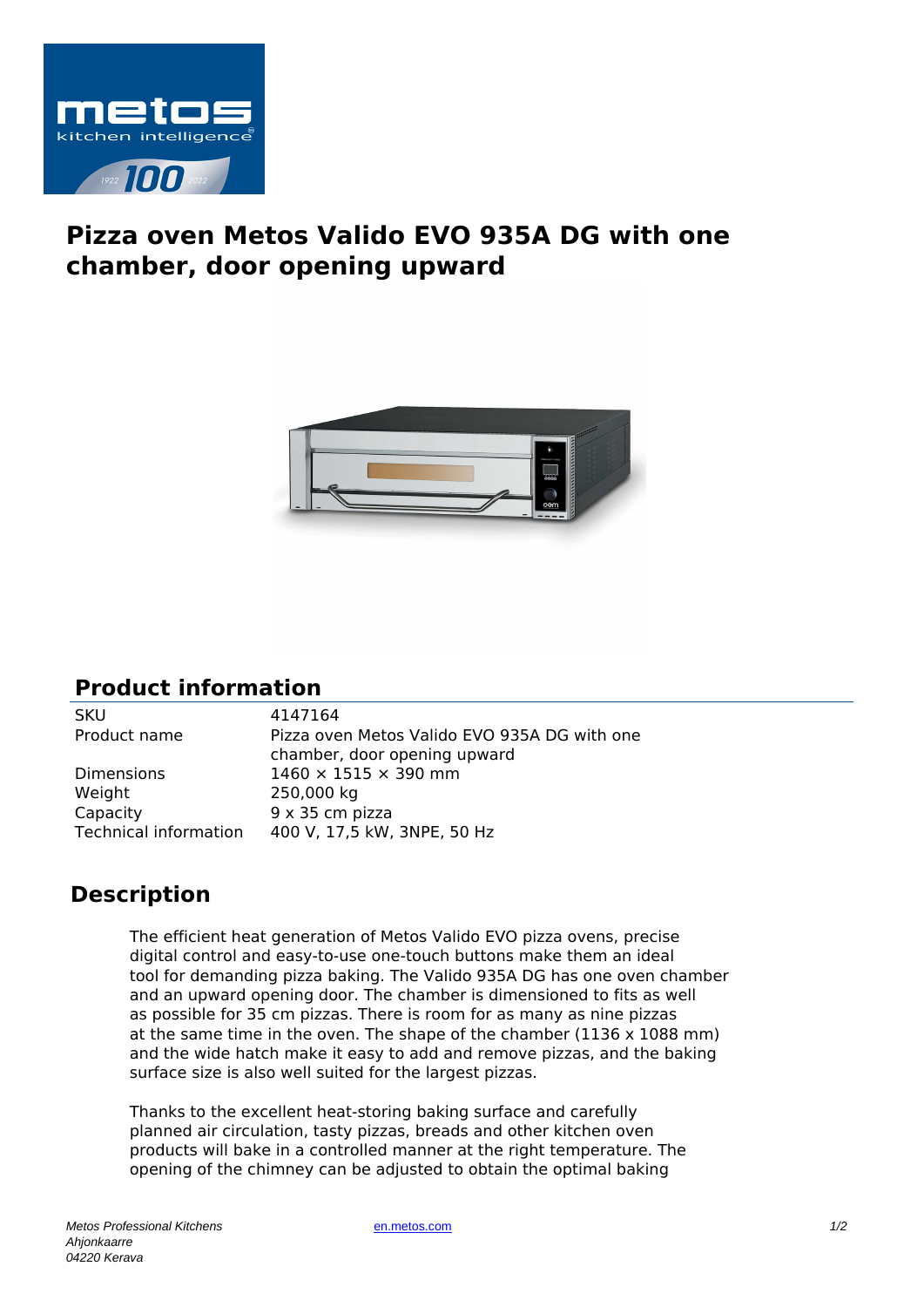# Pizza oven Metos Valido EVO 935A DG with one chamber, door opening upward

## Product information

| | |
|---|---|
| SKU | 4147164 |
| Product name | Pizza oven Metos Valido EVO 935A DG with one chamber, door opening upward |
| Dimensions | 1460 × 1515 × 390 mm |
| Weight | 250,000 kg |
| Capacity | 9 x 35 cm pizza |
| Technical information | 400 V, 17,5 kW, 3NPE, 50 Hz |

## Description

The efficient heat generation of Metos Valido EVO pizza ovens, precise digital control and easy-to-use one-touch buttons make them an ideal tool for demanding pizza baking. The Valido 935A DG has one oven chamber and an upward opening door. The chamber is dimensioned to fits as well as possible for 35 cm pizzas. There is room for as many as nine pizzas at the same time in the oven. The shape of the chamber (1136 x 1088 mm) and the wide hatch make it easy to add and remove pizzas, and the baking surface size is also well suited for the largest pizzas.

Thanks to the excellent heat-storing baking surface and carefully planned air circulation, tasty pizzas, breads and other kitchen oven products will bake in a controlled manner at the right temperature. The opening of the chimney can be adjusted to obtain the optimal baking

*Metos Professional Kitchens*
*Ahjonkaarre*
*04220 Kerava*

en.metos.com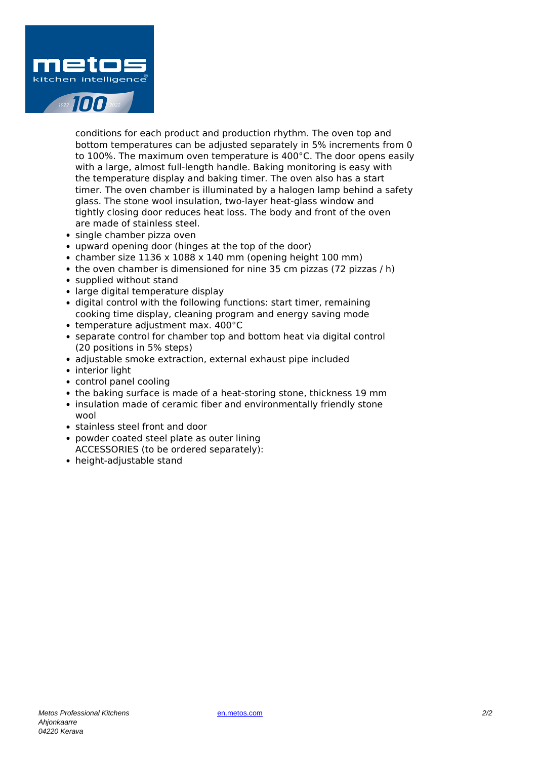conditions for each product and production rhythm. The oven top and bottom temperatures can be adjusted separately in 5% increments from 0 to 100%. The maximum oven temperature is 400°C. The door opens easily with a large, almost full-length handle. Baking monitoring is easy with the temperature display and baking timer. The oven also has a start timer. The oven chamber is illuminated by a halogen lamp behind a safety glass. The stone wool insulation, two-layer heat-glass window and tightly closing door reduces heat loss. The body and front of the oven are made of stainless steel.

- single chamber pizza oven
- upward opening door (hinges at the top of the door)
- chamber size 1136 x 1088 x 140 mm (opening height 100 mm)
- the oven chamber is dimensioned for nine 35 cm pizzas (72 pizzas / h)
- supplied without stand
- large digital temperature display
- digital control with the following functions: start timer, remaining cooking time display, cleaning program and energy saving mode
- temperature adjustment max. 400°C
- separate control for chamber top and bottom heat via digital control (20 positions in 5% steps)
- adjustable smoke extraction, external exhaust pipe included
- interior light
- control panel cooling
- the baking surface is made of a heat-storing stone, thickness 19 mm
- insulation made of ceramic fiber and environmentally friendly stone wool
- stainless steel front and door
- powder coated steel plate as outer lining

ACCESSORIES (to be ordered separately):

- height-adjustable stand